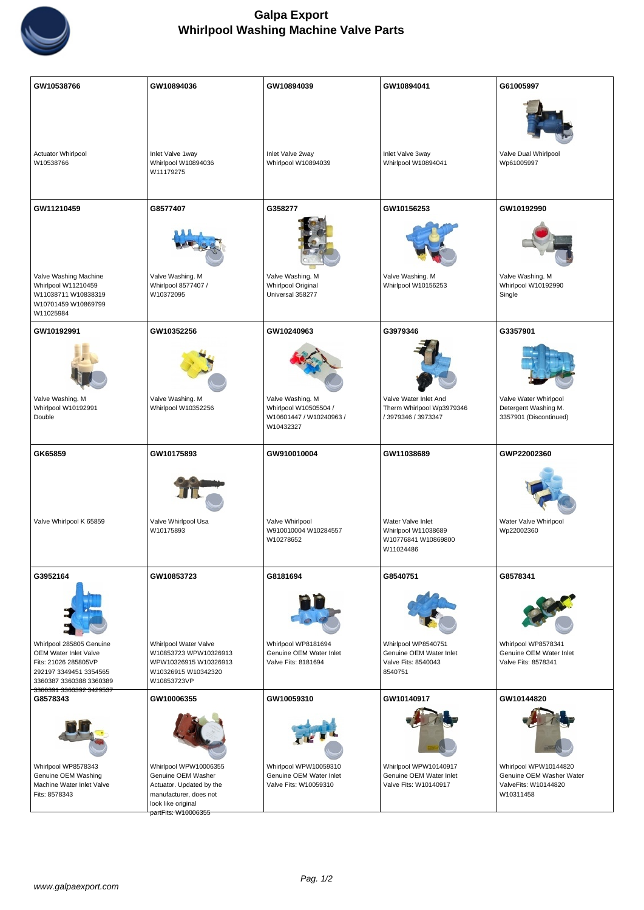# Galpa Export
## Whirlpool Washing Machine Valve Parts

| GW10538766 | GW10894036 | GW10894039 | GW10894041 | G61005997 |
|---|---|---|---|---|
| Actuator Whirlpool W10538766 | Inlet Valve 1way Whirlpool W10894036 W11179275 | Inlet Valve 2way Whirlpool W10894039 | Inlet Valve 3way Whirlpool W10894041 | Valve Dual Whirlpool Wp61005997 |
| **GW11210459** | **G8577407** | **G358277** | **GW10156253** | **GW10192990** |
| Valve Washing Machine Whirlpool W11210459 W11038711 W10838319 W10701459 W10869799 W11025984 | Valve Washing. M Whirlpool 8577407 / W10372095 | Valve Washing. M Whirlpool Original Universal 358277 | Valve Washing. M Whirlpool W10156253 | Valve Washing. M Whirlpool W10192990 Single |
| **GW10192991** | **GW10352256** | **GW10240963** | **G3979346** | **G3357901** |
| Valve Washing. M Whirlpool W10192991 Double | Valve Washing. M Whirlpool W10352256 | Valve Washing. M Whirlpool W10505504 / W10601447 / W10240963 / W10432327 | Valve Water Inlet And Therm Whirlpool Wp3979346 / 3979346 / 3973347 | Valve Water Whirlpool Detergent Washing M. 3357901 (Discontinued) |
| **GK65859** | **GW10175893** | **GW910010004** | **GW11038689** | **GWP22002360** |
| Valve Whirlpool K 65859 | Valve Whirlpool Usa W10175893 | Valve Whirlpool W910010004 W10284557 W10278652 | Water Valve Inlet Whirlpool W11038689 W10776841 W10869800 W11024486 | Water Valve Whirlpool Wp22002360 |
| **G3952164** | **GW10853723** | **G8181694** | **G8540751** | **G8578341** |
| Whirlpool 285805 Genuine OEM Water Inlet Valve Fits: 21026 285805VP 292197 3349451 3354565 3360387 3360388 3360389 3360391 3360392 3429537 | Whirlpool Water Valve W10853723 WPW10326913 WPW10326915 W10326913 W10326915 W10342320 W10853723VP | Whirlpool WP8181694 Genuine OEM Water Inlet Valve Fits: 8181694 | Whirlpool WP8540751 Genuine OEM Water Inlet Valve Fits: 8540043 8540751 | Whirlpool WP8578341 Genuine OEM Water Inlet Valve Fits: 8578341 |
| **G8578343** | **GW10006355** | **GW10059310** | **GW10140917** | **GW10144820** |
| Whirlpool WP8578343 Genuine OEM Washing Machine Water Inlet Valve Fits: 8578343 | Whirlpool WPW10006355 Genuine OEM Washer Actuator. Updated by the manufacturer, does not look like original partFits: W10006355 | Whirlpool WPW10059310 Genuine OEM Water Inlet Valve Fits: W10059310 | Whirlpool WPW10140917 Genuine OEM Water Inlet Valve Fits: W10140917 | Whirlpool WPW10144820 Genuine OEM Washer Water ValveFits: W10144820 W10311458 |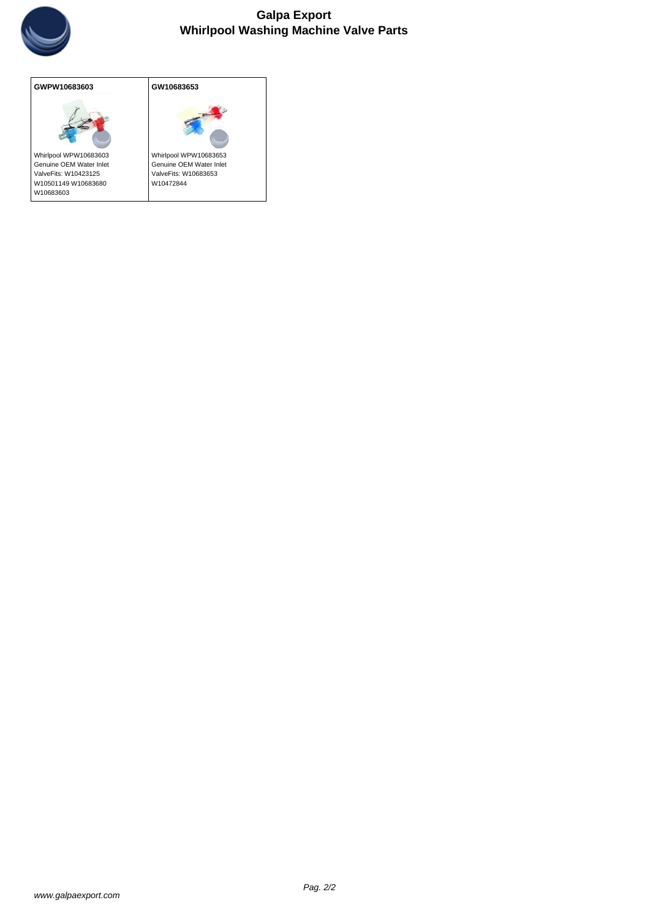# Galpa Export
## Whirlpool Washing Machine Valve Parts

| GWPW10683603 | GW10683653 |
| --- | --- |
| Whirlpool WPW10683603 Genuine OEM Water Inlet ValveFits: W10423125 W10501149 W10683680 W10683603 | Whirlpool WPW10683653 Genuine OEM Water Inlet ValveFits: W10683653 W10472844 |

www.galpaexport.com